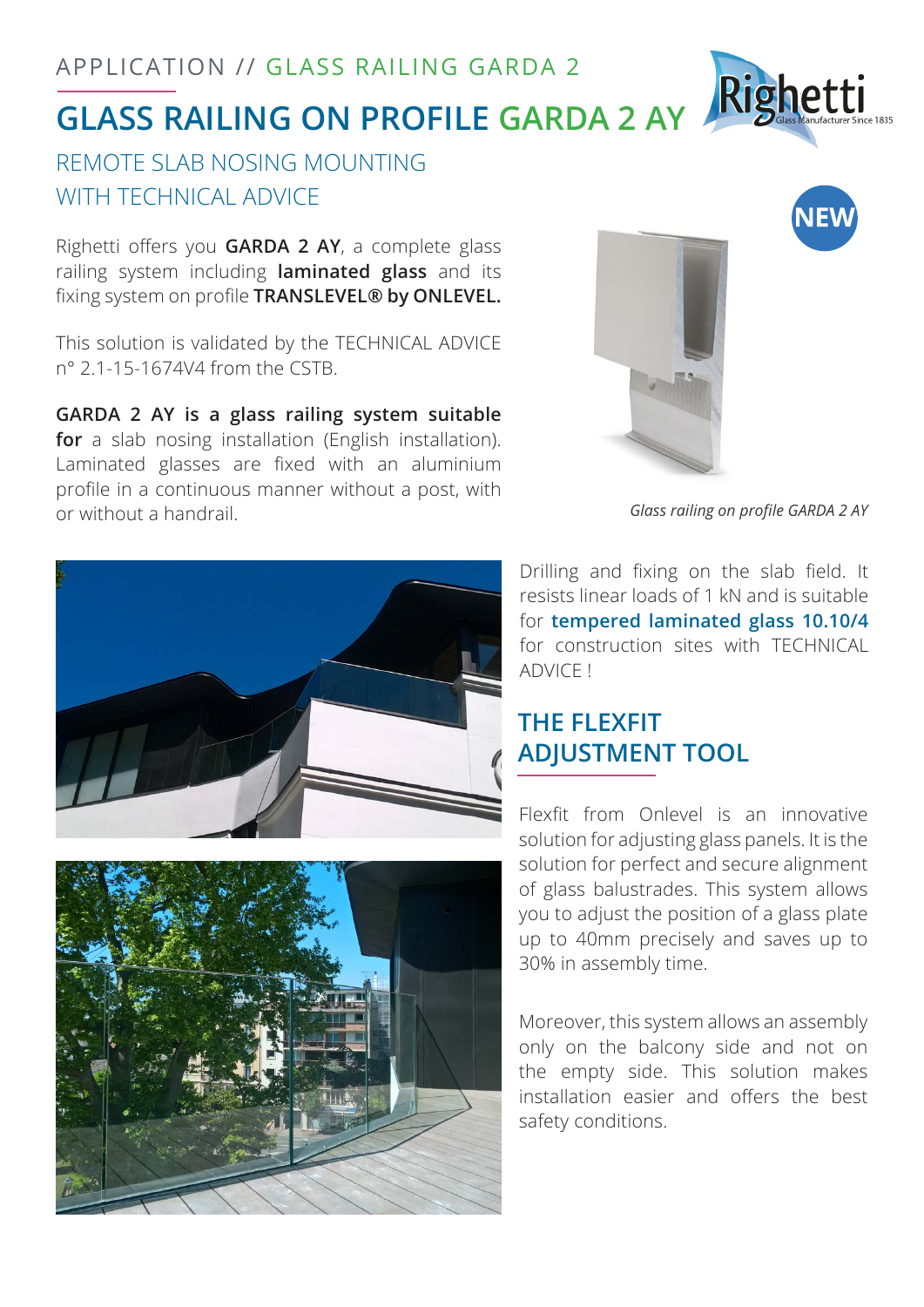APPLICATION // GLASS RAILING GARDA 2

# GLASS RAILING ON PROFILE GARDA 2 AY

## REMOTE SLAB NOSING MOUNTING WITH TECHNICAL ADVICE

NEW

Righetti offers you **GARDA 2 AY**, a complete glass railing system including **laminated glass** and its fixing system on profile **TRANSLEVEL® by ONLEVEL.**

This solution is validated by the TECHNICAL ADVICE n° 2.1-15-1674V4 from the CSTB.

**GARDA 2 AY is a glass railing system suitable for** a slab nosing installation (English installation). Laminated glasses are fixed with an aluminium profile in a continuous manner without a post, with or without a handrail.

*Glass railing on profile GARDA 2 AY*

Drilling and fixing on the slab field. It resists linear loads of 1 kN and is suitable for **tempered laminated glass 10.10/4** for construction sites with TECHNICAL ADVICE !

## THE FLEXFIT ADJUSTMENT TOOL

Flexfit from Onlevel is an innovative solution for adjusting glass panels. It is the solution for perfect and secure alignment of glass balustrades. This system allows you to adjust the position of a glass plate up to 40mm precisely and saves up to 30% in assembly time.

Moreover, this system allows an assembly only on the balcony side and not on the empty side. This solution makes installation easier and offers the best safety conditions.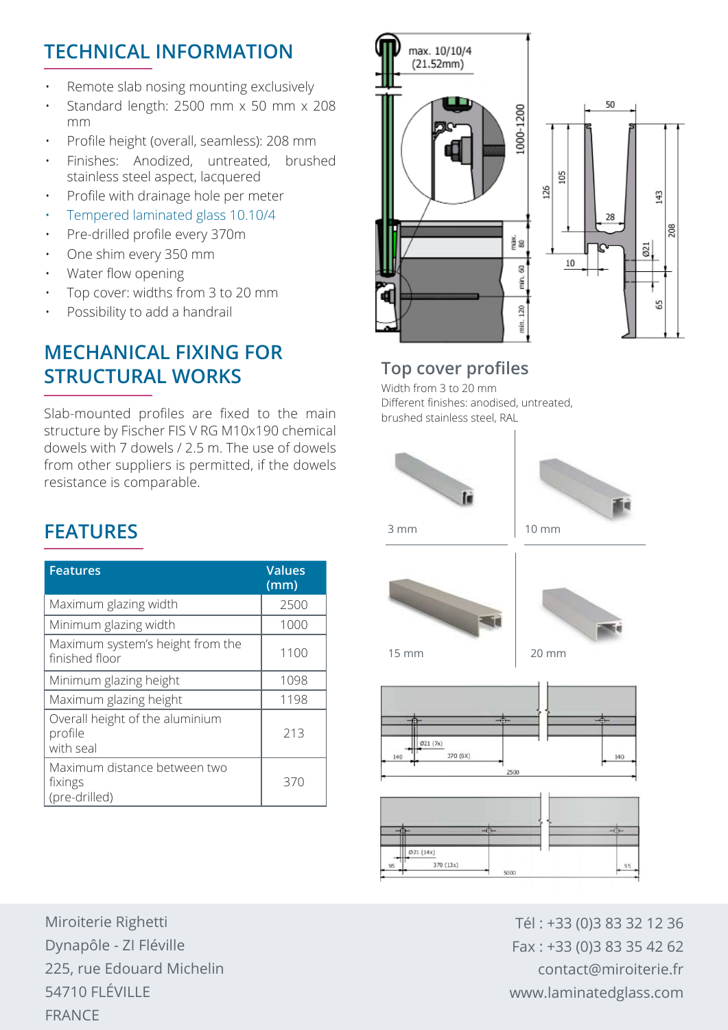## TECHNICAL INFORMATION

- Remote slab nosing mounting exclusively
- Standard length: 2500 mm x 50 mm x 208 mm
- Profile height (overall, seamless): 208 mm
- Finishes: Anodized, untreated, brushed stainless steel aspect, lacquered
- Profile with drainage hole per meter
- Tempered laminated glass 10.10/4
- Pre-drilled profile every 370m
- One shim every 350 mm
- Water flow opening
- Top cover: widths from 3 to 20 mm
- Possibility to add a handrail

## MECHANICAL FIXING FOR STRUCTURAL WORKS

Slab-mounted profiles are fixed to the main structure by Fischer FIS V RG M10x190 chemical dowels with 7 dowels / 2.5 m. The use of dowels from other suppliers is permitted, if the dowels resistance is comparable.

## FEATURES

| Features | Values (mm) |
|---|---|
| Maximum glazing width | 2500 |
| Minimum glazing width | 1000 |
| Maximum system's height from the finished floor | 1100 |
| Minimum glazing height | 1098 |
| Maximum glazing height | 1198 |
| Overall height of the aluminium profile with seal | 213 |
| Maximum distance between two fixings (pre-drilled) | 370 |

max. 10/10/4
(21.52mm)
1000-1200
max. 80
min. 60
min. 120
50
126
105
28
143
208
10
Ø21
65

### Top cover profiles

Width from 3 to 20 mm
Different finishes: anodised, untreated, brushed stainless steel, RAL

3 mm
10 mm
15 mm
20 mm

140
Ø21 (7x)
370 (6X)
140
2500

95
Ø21 (14x)
370 (13x)
95
5000

Miroiterie Righetti
Dynapôle - ZI Fléville
225, rue Edouard Michelin
54710 FLÉVILLE
FRANCE

Tél : +33 (0)3 83 32 12 36
Fax : +33 (0)3 83 35 42 62
contact@miroiterie.fr
www.laminatedglass.com